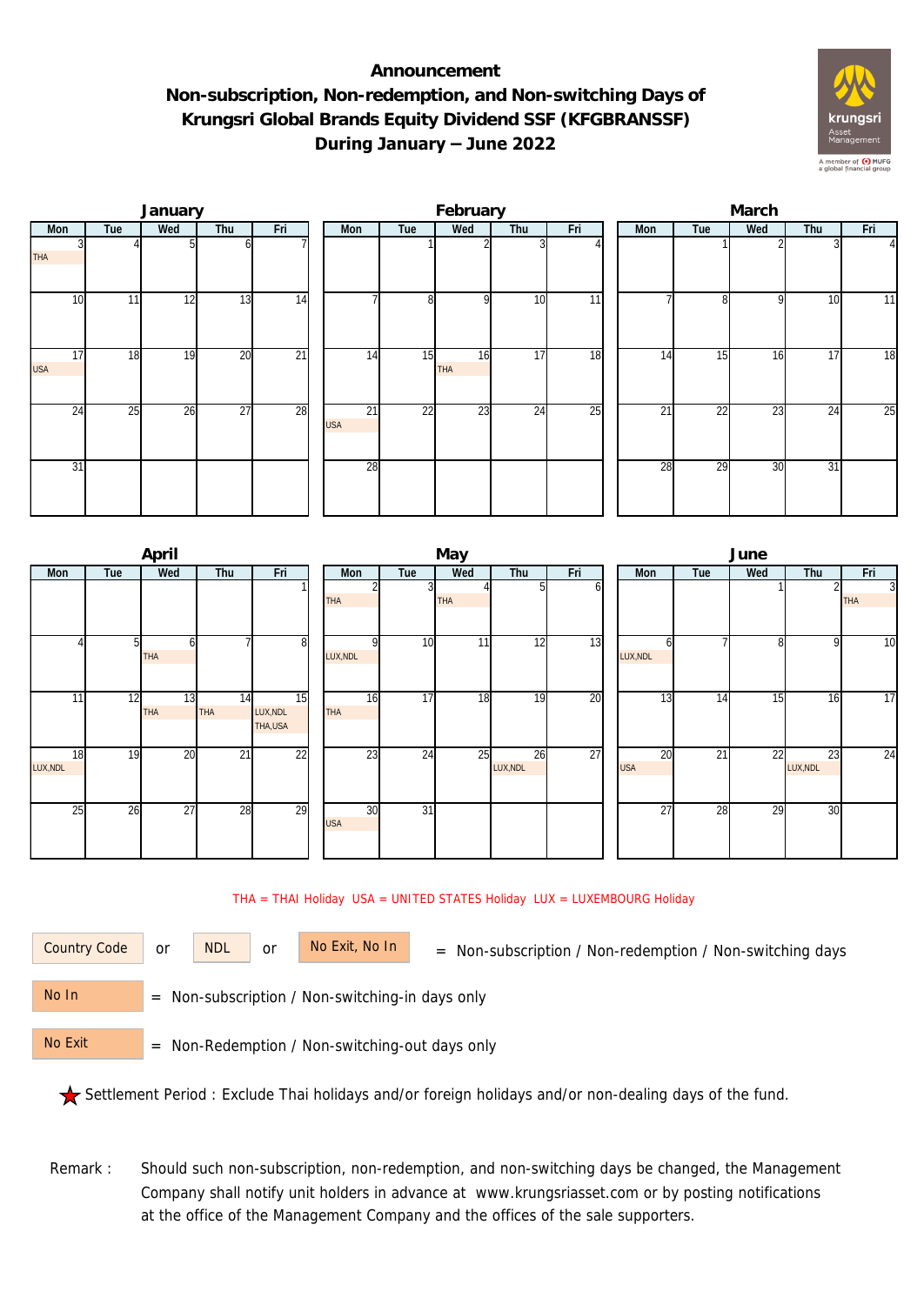# Announcement
## Non-subscription, Non-redemption, and Non-switching Days of Krungsri Global Brands Equity Dividend SSF (KFGBRANSSF) During January – June 2022

### January

| Mon | Tue | Wed | Thu | Fri |
|---|---|---|---|---|
| 3 THA | 4 | 5 | 6 | 7 |
| 10 | 11 | 12 | 13 | 14 |
| 17 USA | 18 | 19 | 20 | 21 |
| 24 | 25 | 26 | 27 | 28 |
| 31 | | | | |

### February

| Mon | Tue | Wed | Thu | Fri |
|---|---|---|---|---|
| | 1 | 2 | 3 | 4 |
| 7 | 8 | 9 | 10 | 11 |
| 14 | 15 | 16 THA | 17 | 18 |
| 21 USA | 22 | 23 | 24 | 25 |
| 28 | | | | |

### March

| Mon | Tue | Wed | Thu | Fri |
|---|---|---|---|---|
| | 1 | 2 | 3 | 4 |
| 7 | 8 | 9 | 10 | 11 |
| 14 | 15 | 16 | 17 | 18 |
| 21 | 22 | 23 | 24 | 25 |
| 28 | 29 | 30 | 31 | |

### April

| Mon | Tue | Wed | Thu | Fri |
|---|---|---|---|---|
| | | | | 1 |
| 4 | 5 | 6 THA | 7 | 8 |
| 11 | 12 | 13 THA | 14 THA | 15 LUX,NDL THA,USA |
| 18 LUX,NDL | 19 | 20 | 21 | 22 |
| 25 | 26 | 27 | 28 | 29 |

### May

| Mon | Tue | Wed | Thu | Fri |
|---|---|---|---|---|
| 2 THA | 3 | 4 THA | 5 | 6 |
| 9 LUX,NDL | 10 | 11 | 12 | 13 |
| 16 THA | 17 | 18 | 19 | 20 |
| 23 | 24 | 25 | 26 LUX,NDL | 27 |
| 30 USA | 31 | | | |

### June

| Mon | Tue | Wed | Thu | Fri |
|---|---|---|---|---|
| | | 1 | 2 | 3 THA |
| 6 LUX,NDL | 7 | 8 | 9 | 10 |
| 13 | 14 | 15 | 16 | 17 |
| 20 USA | 21 | 22 | 23 LUX,NDL | 24 |
| 27 | 28 | 29 | 30 | |

THA = THAI Holiday USA = UNITED STATES Holiday LUX = LUXEMBOURG Holiday

Country Code or NDL or No Exit, No In = Non-subscription / Non-redemption / Non-switching days

No In = Non-subscription / Non-switching-in days only

No Exit = Non-Redemption / Non-switching-out days only

★ Settlement Period : Exclude Thai holidays and/or foreign holidays and/or non-dealing days of the fund.

Remark : Should such non-subscription, non-redemption, and non-switching days be changed, the Management Company shall notify unit holders in advance at www.krungsriasset.com or by posting notifications at the office of the Management Company and the offices of the sale supporters.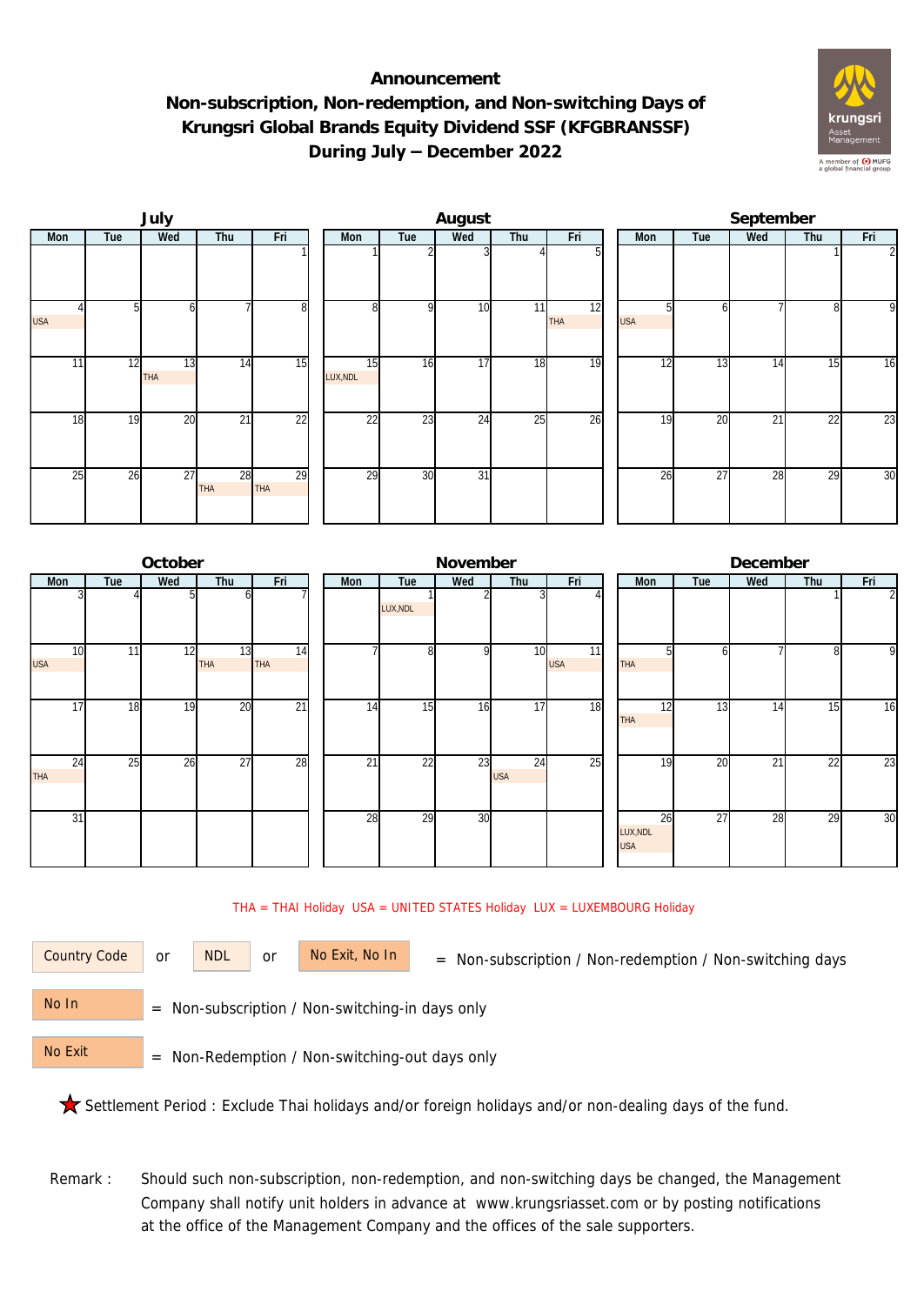# Announcement
## Non-subscription, Non-redemption, and Non-switching Days of Krungsri Global Brands Equity Dividend SSF (KFGBRANSSF) During July – December 2022

### July

| Mon | Tue | Wed | Thu | Fri |
|---|---|---|---|---|
| | | | | 1 |
| 4 USA | 5 | 6 | 7 | 8 |
| 11 | 12 | 13 THA | 14 | 15 |
| 18 | 19 | 20 | 21 | 22 |
| 25 | 26 | 27 | 28 THA | 29 THA |

### August

| Mon | Tue | Wed | Thu | Fri |
|---|---|---|---|---|
| 1 | 2 | 3 | 4 | 5 |
| 8 | 9 | 10 | 11 | 12 THA |
| 15 LUX,NDL | 16 | 17 | 18 | 19 |
| 22 | 23 | 24 | 25 | 26 |
| 29 | 30 | 31 | | |

### September

| Mon | Tue | Wed | Thu | Fri |
|---|---|---|---|---|
| | | | 1 | 2 |
| 5 USA | 6 | 7 | 8 | 9 |
| 12 | 13 | 14 | 15 | 16 |
| 19 | 20 | 21 | 22 | 23 |
| 26 | 27 | 28 | 29 | 30 |

### October

| Mon | Tue | Wed | Thu | Fri |
|---|---|---|---|---|
| 3 | 4 | 5 | 6 | 7 |
| 10 USA | 11 | 12 | 13 THA | 14 THA |
| 17 | 18 | 19 | 20 | 21 |
| 24 THA | 25 | 26 | 27 | 28 |
| 31 | | | | |

### November

| Mon | Tue | Wed | Thu | Fri |
|---|---|---|---|---|
| | 1 LUX,NDL | 2 | 3 | 4 |
| 7 | 8 | 9 | 10 | 11 USA |
| 14 | 15 | 16 | 17 | 18 |
| 21 | 22 | 23 | 24 USA | 25 |
| 28 | 29 | 30 | | |

### December

| Mon | Tue | Wed | Thu | Fri |
|---|---|---|---|---|
| | | | 1 | 2 |
| 5 THA | 6 | 7 | 8 | 9 |
| 12 THA | 13 | 14 | 15 | 16 |
| 19 | 20 | 21 | 22 | 23 |
| 26 LUX,NDL USA | 27 | 28 | 29 | 30 |

THA = THAI Holiday USA = UNITED STATES Holiday LUX = LUXEMBOURG Holiday

Country Code or NDL or No Exit, No In = Non-subscription / Non-redemption / Non-switching days

No In = Non-subscription / Non-switching-in days only

No Exit = Non-Redemption / Non-switching-out days only

★ Settlement Period : Exclude Thai holidays and/or foreign holidays and/or non-dealing days of the fund.

Remark : Should such non-subscription, non-redemption, and non-switching days be changed, the Management Company shall notify unit holders in advance at www.krungsriasset.com or by posting notifications at the office of the Management Company and the offices of the sale supporters.